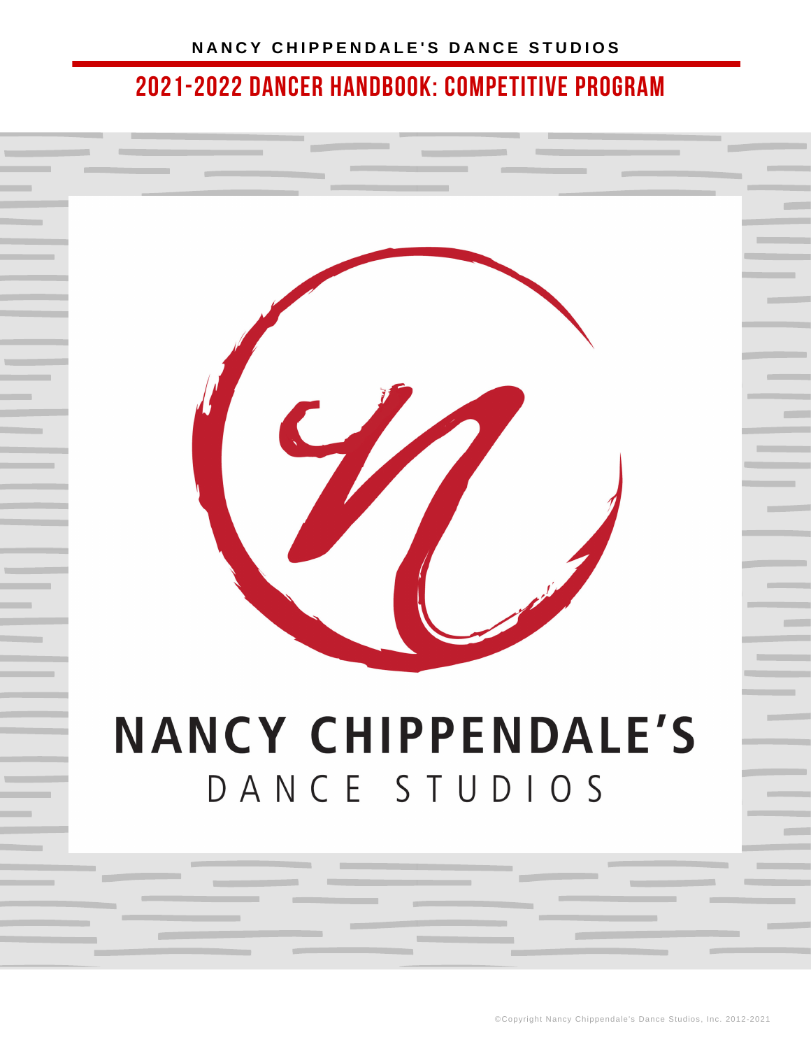NANCY CHIPPENDALE'S DANCE STUDIOS

# 2021-2022 DANCER HANDBOOK: COMPETITIVE PROGRAM

NANCY CHIPPENDALE'S

DANCE STUDIOS

©Copyright Nancy Chippendale's Dance Studios, Inc. 2012-2021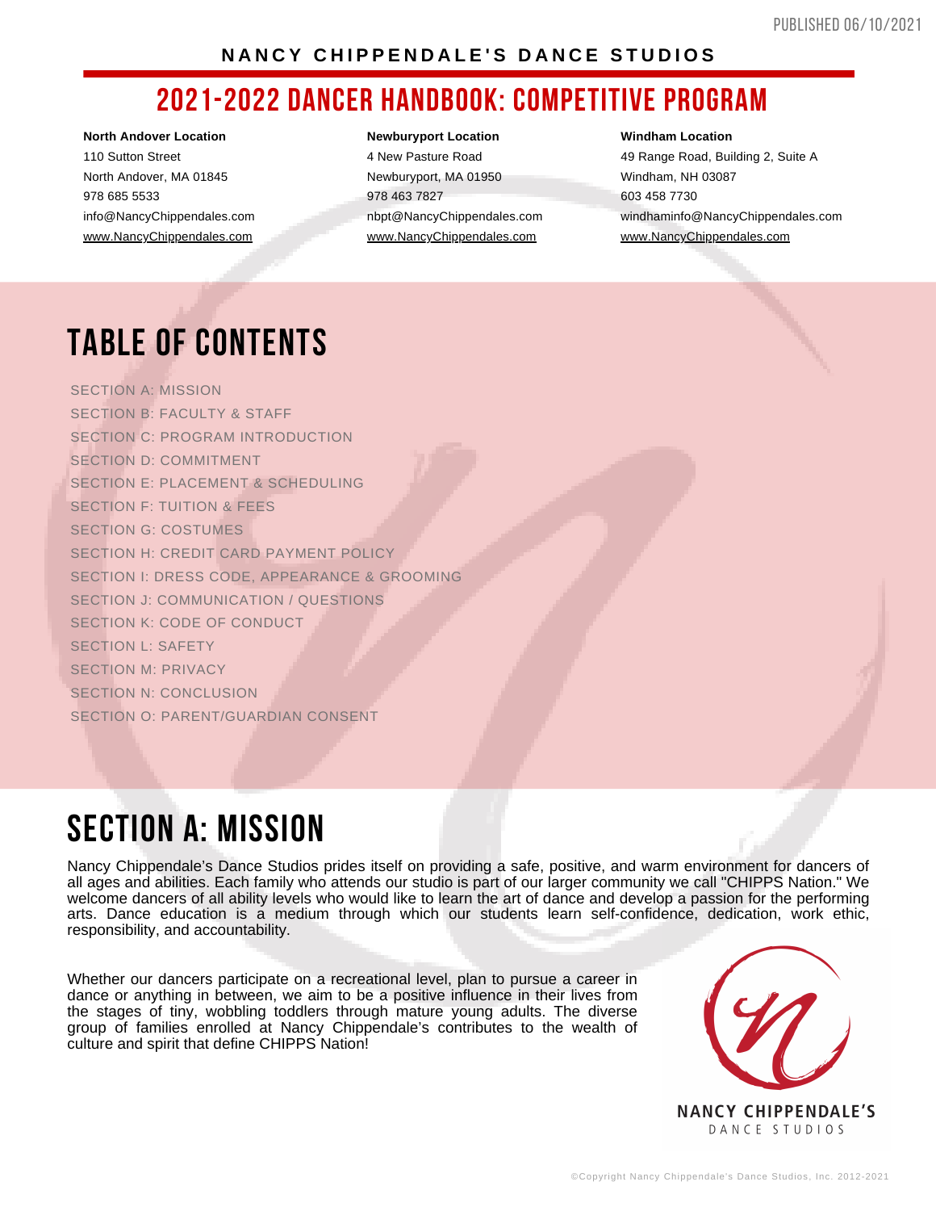NANCY CHIPPENDALE'S DANCE STUDIOS

# 2021-2022 DANCER HANDBOOK: COMPETITIVE PROGRAM

**North Andover Location**
110 Sutton Street
North Andover, MA 01845
978 685 5533
info@NancyChippendales.com
www.NancyChippendales.com

**Newburyport Location**
4 New Pasture Road
Newburyport, MA 01950
978 463 7827
nbpt@NancyChippendales.com
www.NancyChippendales.com

**Windham Location**
49 Range Road, Building 2, Suite A
Windham, NH 03087
603 458 7730
windhaminfo@NancyChippendales.com
www.NancyChippendales.com

## TABLE OF CONTENTS

SECTION A: MISSION
SECTION B: FACULTY & STAFF
SECTION C: PROGRAM INTRODUCTION
SECTION D: COMMITMENT
SECTION E: PLACEMENT & SCHEDULING
SECTION F: TUITION & FEES
SECTION G: COSTUMES
SECTION H: CREDIT CARD PAYMENT POLICY
SECTION I: DRESS CODE, APPEARANCE & GROOMING
SECTION J: COMMUNICATION / QUESTIONS
SECTION K: CODE OF CONDUCT
SECTION L: SAFETY
SECTION M: PRIVACY
SECTION N: CONCLUSION
SECTION O: PARENT/GUARDIAN CONSENT

## SECTION A: MISSION

Nancy Chippendale's Dance Studios prides itself on providing a safe, positive, and warm environment for dancers of all ages and abilities. Each family who attends our studio is part of our larger community we call "CHIPPS Nation." We welcome dancers of all ability levels who would like to learn the art of dance and develop a passion for the performing arts. Dance education is a medium through which our students learn self-confidence, dedication, work ethic, responsibility, and accountability.

Whether our dancers participate on a recreational level, plan to pursue a career in dance or anything in between, we aim to be a positive influence in their lives from the stages of tiny, wobbling toddlers through mature young adults. The diverse group of families enrolled at Nancy Chippendale's contributes to the wealth of culture and spirit that define CHIPPS Nation!

NANCY CHIPPENDALE'S
DANCE STUDIOS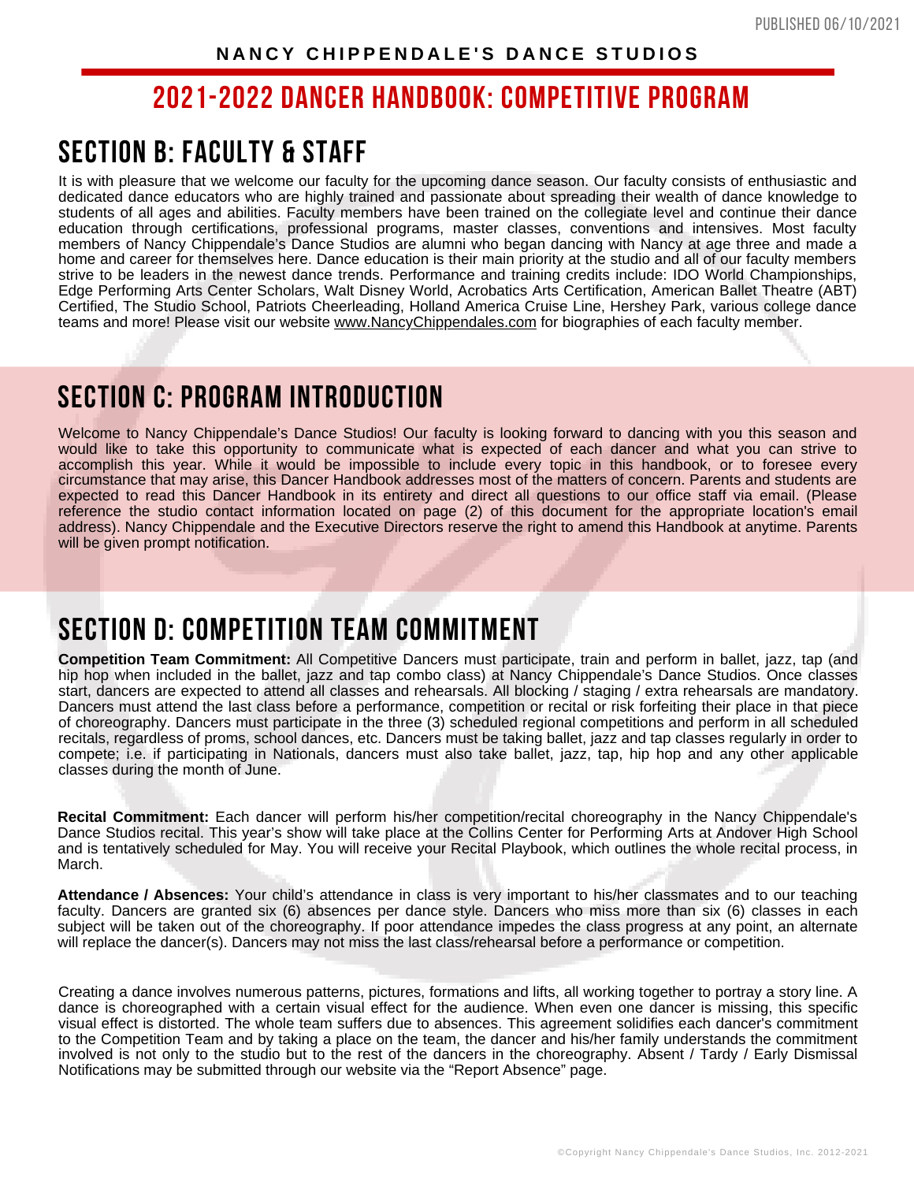NANCY CHIPPENDALE'S DANCE STUDIOS

# 2021-2022 DANCER HANDBOOK: COMPETITIVE PROGRAM

## SECTION B: FACULTY & STAFF

It is with pleasure that we welcome our faculty for the upcoming dance season. Our faculty consists of enthusiastic and dedicated dance educators who are highly trained and passionate about spreading their wealth of dance knowledge to students of all ages and abilities. Faculty members have been trained on the collegiate level and continue their dance education through certifications, professional programs, master classes, conventions and intensives. Most faculty members of Nancy Chippendale's Dance Studios are alumni who began dancing with Nancy at age three and made a home and career for themselves here. Dance education is their main priority at the studio and all of our faculty members strive to be leaders in the newest dance trends. Performance and training credits include: IDO World Championships, Edge Performing Arts Center Scholars, Walt Disney World, Acrobatics Arts Certification, American Ballet Theatre (ABT) Certified, The Studio School, Patriots Cheerleading, Holland America Cruise Line, Hershey Park, various college dance teams and more! Please visit our website www.NancyChippendales.com for biographies of each faculty member.

## SECTION C: PROGRAM INTRODUCTION

Welcome to Nancy Chippendale's Dance Studios! Our faculty is looking forward to dancing with you this season and would like to take this opportunity to communicate what is expected of each dancer and what you can strive to accomplish this year. While it would be impossible to include every topic in this handbook, or to foresee every circumstance that may arise, this Dancer Handbook addresses most of the matters of concern. Parents and students are expected to read this Dancer Handbook in its entirety and direct all questions to our office staff via email. (Please reference the studio contact information located on page (2) of this document for the appropriate location's email address). Nancy Chippendale and the Executive Directors reserve the right to amend this Handbook at anytime. Parents will be given prompt notification.

## SECTION D: COMPETITION TEAM COMMITMENT

**Competition Team Commitment:** All Competitive Dancers must participate, train and perform in ballet, jazz, tap (and hip hop when included in the ballet, jazz and tap combo class) at Nancy Chippendale's Dance Studios. Once classes start, dancers are expected to attend all classes and rehearsals. All blocking / staging / extra rehearsals are mandatory. Dancers must attend the last class before a performance, competition or recital or risk forfeiting their place in that piece of choreography. Dancers must participate in the three (3) scheduled regional competitions and perform in all scheduled recitals, regardless of proms, school dances, etc. Dancers must be taking ballet, jazz and tap classes regularly in order to compete; i.e. if participating in Nationals, dancers must also take ballet, jazz, tap, hip hop and any other applicable classes during the month of June.

**Recital Commitment:** Each dancer will perform his/her competition/recital choreography in the Nancy Chippendale's Dance Studios recital. This year's show will take place at the Collins Center for Performing Arts at Andover High School and is tentatively scheduled for May. You will receive your Recital Playbook, which outlines the whole recital process, in March.

**Attendance / Absences:** Your child's attendance in class is very important to his/her classmates and to our teaching faculty. Dancers are granted six (6) absences per dance style. Dancers who miss more than six (6) classes in each subject will be taken out of the choreography. If poor attendance impedes the class progress at any point, an alternate will replace the dancer(s). Dancers may not miss the last class/rehearsal before a performance or competition.

Creating a dance involves numerous patterns, pictures, formations and lifts, all working together to portray a story line. A dance is choreographed with a certain visual effect for the audience. When even one dancer is missing, this specific visual effect is distorted. The whole team suffers due to absences. This agreement solidifies each dancer's commitment to the Competition Team and by taking a place on the team, the dancer and his/her family understands the commitment involved is not only to the studio but to the rest of the dancers in the choreography. Absent / Tardy / Early Dismissal Notifications may be submitted through our website via the "Report Absence" page.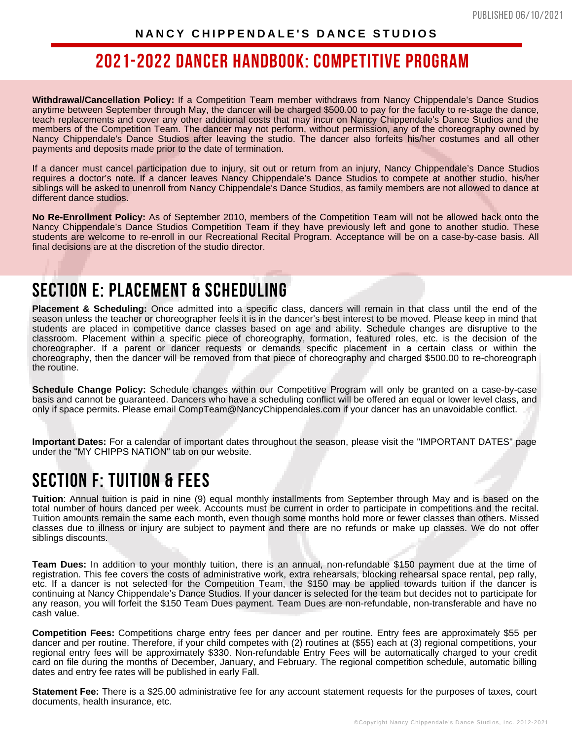**Withdrawal/Cancellation Policy:** If a Competition Team member withdraws from Nancy Chippendale's Dance Studios anytime between September through May, the dancer will be charged $500.00 to pay for the faculty to re-stage the dance, teach replacements and cover any other additional costs that may incur on Nancy Chippendale's Dance Studios and the members of the Competition Team. The dancer may not perform, without permission, any of the choreography owned by Nancy Chippendale's Dance Studios after leaving the studio. The dancer also forfeits his/her costumes and all other payments and deposits made prior to the date of termination.

If a dancer must cancel participation due to injury, sit out or return from an injury, Nancy Chippendale's Dance Studios requires a doctor's note. If a dancer leaves Nancy Chippendale's Dance Studios to compete at another studio, his/her siblings will be asked to unenroll from Nancy Chippendale's Dance Studios, as family members are not allowed to dance at different dance studios.

**No Re-Enrollment Policy:** As of September 2010, members of the Competition Team will not be allowed back onto the Nancy Chippendale's Dance Studios Competition Team if they have previously left and gone to another studio. These students are welcome to re-enroll in our Recreational Recital Program. Acceptance will be on a case-by-case basis. All final decisions are at the discretion of the studio director.

## SECTION E: PLACEMENT & SCHEDULING

**Placement & Scheduling:** Once admitted into a specific class, dancers will remain in that class until the end of the season unless the teacher or choreographer feels it is in the dancer's best interest to be moved. Please keep in mind that students are placed in competitive dance classes based on age and ability. Schedule changes are disruptive to the classroom. Placement within a specific piece of choreography, formation, featured roles, etc. is the decision of the choreographer. If a parent or dancer requests or demands specific placement in a certain class or within the choreography, then the dancer will be removed from that piece of choreography and charged $500.00 to re-choreograph the routine.

**Schedule Change Policy:** Schedule changes within our Competitive Program will only be granted on a case-by-case basis and cannot be guaranteed. Dancers who have a scheduling conflict will be offered an equal or lower level class, and only if space permits. Please email CompTeam@NancyChippendales.com if your dancer has an unavoidable conflict.

**Important Dates:** For a calendar of important dates throughout the season, please visit the "IMPORTANT DATES" page under the "MY CHIPPS NATION" tab on our website.

## SECTION F: TUITION & FEES

**Tuition**: Annual tuition is paid in nine (9) equal monthly installments from September through May and is based on the total number of hours danced per week. Accounts must be current in order to participate in competitions and the recital. Tuition amounts remain the same each month, even though some months hold more or fewer classes than others. Missed classes due to illness or injury are subject to payment and there are no refunds or make up classes. We do not offer siblings discounts.

**Team Dues:** In addition to your monthly tuition, there is an annual, non-refundable $150 payment due at the time of registration. This fee covers the costs of administrative work, extra rehearsals, blocking rehearsal space rental, pep rally, etc. If a dancer is not selected for the Competition Team, the $150 may be applied towards tuition if the dancer is continuing at Nancy Chippendale's Dance Studios. If your dancer is selected for the team but decides not to participate for any reason, you will forfeit the $150 Team Dues payment. Team Dues are non-refundable, non-transferable and have no cash value.

**Competition Fees:** Competitions charge entry fees per dancer and per routine. Entry fees are approximately $55 per dancer and per routine. Therefore, if your child competes with (2) routines at ($55) each at (3) regional competitions, your regional entry fees will be approximately $330. Non-refundable Entry Fees will be automatically charged to your credit card on file during the months of December, January, and February. The regional competition schedule, automatic billing dates and entry fee rates will be published in early Fall.

**Statement Fee:** There is a $25.00 administrative fee for any account statement requests for the purposes of taxes, court documents, health insurance, etc.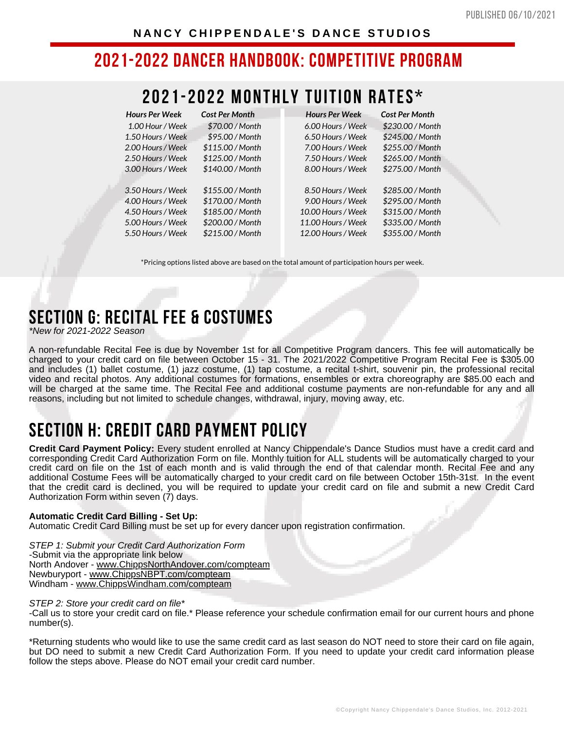NANCY CHIPPENDALE'S DANCE STUDIOS

# 2021-2022 DANCER HANDBOOK: COMPETITIVE PROGRAM

## 2021-2022 MONTHLY TUITION RATES*

| *Hours Per Week* | *Cost Per Month* | *Hours Per Week* | *Cost Per Month* |
|---|---|---|---|
| *1.00 Hour / Week* | *$70.00 / Month* | *6.00 Hours / Week* | *$230.00 / Month* |
| *1.50 Hours / Week* | *$95.00 / Month* | *6.50 Hours / Week* | *$245.00 / Month* |
| *2.00 Hours / Week* | *$115.00 / Month* | *7.00 Hours / Week* | *$255.00 / Month* |
| *2.50 Hours / Week* | *$125.00 / Month* | *7.50 Hours / Week* | *$265.00 / Month* |
| *3.00 Hours / Week* | *$140.00 / Month* | *8.00 Hours / Week* | *$275.00 / Month* |
| *3.50 Hours / Week* | *$155.00 / Month* | *8.50 Hours / Week* | *$285.00 / Month* |
| *4.00 Hours / Week* | *$170.00 / Month* | *9.00 Hours / Week* | *$295.00 / Month* |
| *4.50 Hours / Week* | *$185.00 / Month* | *10.00 Hours / Week* | *$315.00 / Month* |
| *5.00 Hours / Week* | *$200.00 / Month* | *11.00 Hours / Week* | *$335.00 / Month* |
| *5.50 Hours / Week* | *$215.00 / Month* | *12.00 Hours / Week* | *$355.00 / Month* |

*Pricing options listed above are based on the total amount of participation hours per week.

## SECTION G: RECITAL FEE & COSTUMES

*\*New for 2021-2022 Season*

A non-refundable Recital Fee is due by November 1st for all Competitive Program dancers. This fee will automatically be charged to your credit card on file between October 15 - 31. The 2021/2022 Competitive Program Recital Fee is $305.00 and includes (1) ballet costume, (1) jazz costume, (1) tap costume, a recital t-shirt, souvenir pin, the professional recital video and recital photos. Any additional costumes for formations, ensembles or extra choreography are $85.00 each and will be charged at the same time. The Recital Fee and additional costume payments are non-refundable for any and all reasons, including but not limited to schedule changes, withdrawal, injury, moving away, etc.

## SECTION H: CREDIT CARD PAYMENT POLICY

**Credit Card Payment Policy:** Every student enrolled at Nancy Chippendale's Dance Studios must have a credit card and corresponding Credit Card Authorization Form on file. Monthly tuition for ALL students will be automatically charged to your credit card on file on the 1st of each month and is valid through the end of that calendar month. Recital Fee and any additional Costume Fees will be automatically charged to your credit card on file between October 15th-31st. In the event that the credit card is declined, you will be required to update your credit card on file and submit a new Credit Card Authorization Form within seven (7) days.

**Automatic Credit Card Billing - Set Up:**
Automatic Credit Card Billing must be set up for every dancer upon registration confirmation.

*STEP 1: Submit your Credit Card Authorization Form*
-Submit via the appropriate link below
North Andover - www.ChippsNorthAndover.com/compteam
Newburyport - www.ChippsNBPT.com/compteam
Windham - www.ChippsWindham.com/compteam

*STEP 2: Store your credit card on file\**
-Call us to store your credit card on file.* Please reference your schedule confirmation email for our current hours and phone number(s).

*Returning students who would like to use the same credit card as last season do NOT need to store their card on file again, but DO need to submit a new Credit Card Authorization Form. If you need to update your credit card information please follow the steps above. Please do NOT email your credit card number.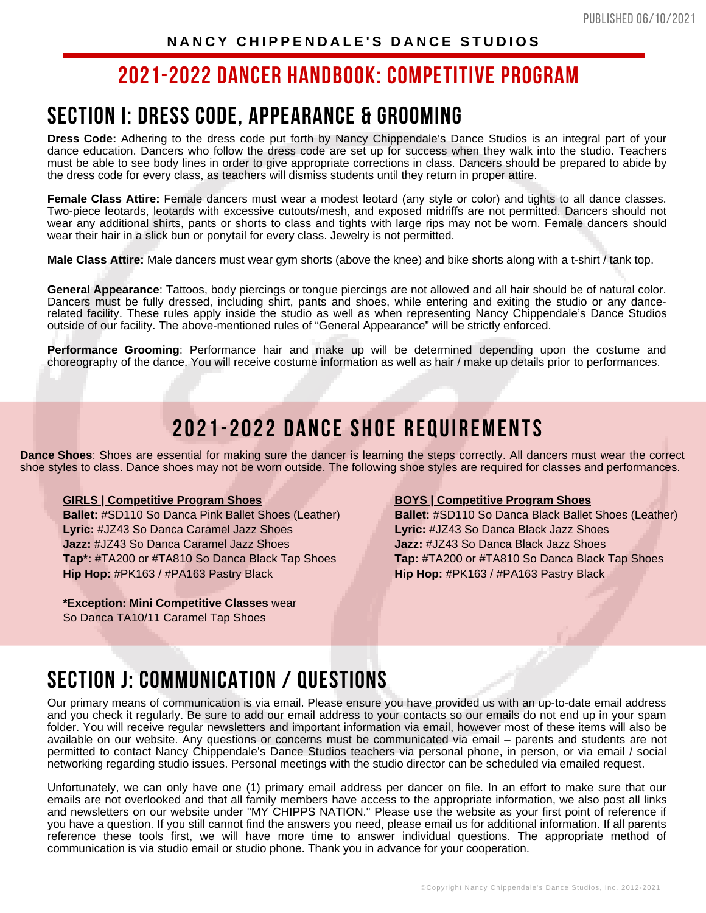NANCY CHIPPENDALE'S DANCE STUDIOS

# 2021-2022 DANCER HANDBOOK: COMPETITIVE PROGRAM

## SECTION I: DRESS CODE, APPEARANCE & GROOMING

**Dress Code:** Adhering to the dress code put forth by Nancy Chippendale's Dance Studios is an integral part of your dance education. Dancers who follow the dress code are set up for success when they walk into the studio. Teachers must be able to see body lines in order to give appropriate corrections in class. Dancers should be prepared to abide by the dress code for every class, as teachers will dismiss students until they return in proper attire.

**Female Class Attire:** Female dancers must wear a modest leotard (any style or color) and tights to all dance classes. Two-piece leotards, leotards with excessive cutouts/mesh, and exposed midriffs are not permitted. Dancers should not wear any additional shirts, pants or shorts to class and tights with large rips may not be worn. Female dancers should wear their hair in a slick bun or ponytail for every class. Jewelry is not permitted.

**Male Class Attire:** Male dancers must wear gym shorts (above the knee) and bike shorts along with a t-shirt / tank top.

**General Appearance**: Tattoos, body piercings or tongue piercings are not allowed and all hair should be of natural color. Dancers must be fully dressed, including shirt, pants and shoes, while entering and exiting the studio or any dance-related facility. These rules apply inside the studio as well as when representing Nancy Chippendale's Dance Studios outside of our facility. The above-mentioned rules of "General Appearance" will be strictly enforced.

**Performance Grooming**: Performance hair and make up will be determined depending upon the costume and choreography of the dance. You will receive costume information as well as hair / make up details prior to performances.

## 2021-2022 DANCE SHOE REQUIREMENTS

**Dance Shoes**: Shoes are essential for making sure the dancer is learning the steps correctly. All dancers must wear the correct shoe styles to class. Dance shoes may not be worn outside. The following shoe styles are required for classes and performances.

**GIRLS | Competitive Program Shoes**
**Ballet:** #SD110 So Danca Pink Ballet Shoes (Leather)
**Lyric:** #JZ43 So Danca Caramel Jazz Shoes
**Jazz:** #JZ43 So Danca Caramel Jazz Shoes
**Tap*:** #TA200 or #TA810 So Danca Black Tap Shoes
**Hip Hop:** #PK163 / #PA163 Pastry Black

***Exception: Mini Competitive Classes** wear So Danca TA10/11 Caramel Tap Shoes

**BOYS | Competitive Program Shoes**
**Ballet:** #SD110 So Danca Black Ballet Shoes (Leather)
**Lyric:** #JZ43 So Danca Black Jazz Shoes
**Jazz:** #JZ43 So Danca Black Jazz Shoes
**Tap:** #TA200 or #TA810 So Danca Black Tap Shoes
**Hip Hop:** #PK163 / #PA163 Pastry Black

## SECTION J: COMMUNICATION / QUESTIONS

Our primary means of communication is via email. Please ensure you have provided us with an up-to-date email address and you check it regularly. Be sure to add our email address to your contacts so our emails do not end up in your spam folder. You will receive regular newsletters and important information via email, however most of these items will also be available on our website. Any questions or concerns must be communicated via email – parents and students are not permitted to contact Nancy Chippendale's Dance Studios teachers via personal phone, in person, or via email / social networking regarding studio issues. Personal meetings with the studio director can be scheduled via emailed request.

Unfortunately, we can only have one (1) primary email address per dancer on file. In an effort to make sure that our emails are not overlooked and that all family members have access to the appropriate information, we also post all links and newsletters on our website under "MY CHIPPS NATION." Please use the website as your first point of reference if you have a question. If you still cannot find the answers you need, please email us for additional information. If all parents reference these tools first, we will have more time to answer individual questions. The appropriate method of communication is via studio email or studio phone. Thank you in advance for your cooperation.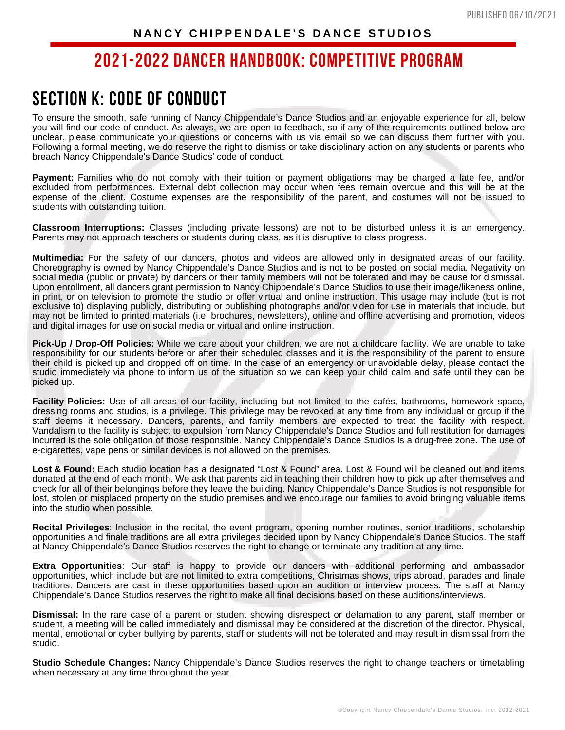**NANCY CHIPPENDALE'S DANCE STUDIOS**

# 2021-2022 DANCER HANDBOOK: COMPETITIVE PROGRAM

## SECTION K: CODE OF CONDUCT

To ensure the smooth, safe running of Nancy Chippendale's Dance Studios and an enjoyable experience for all, below you will find our code of conduct. As always, we are open to feedback, so if any of the requirements outlined below are unclear, please communicate your questions or concerns with us via email so we can discuss them further with you. Following a formal meeting, we do reserve the right to dismiss or take disciplinary action on any students or parents who breach Nancy Chippendale's Dance Studios' code of conduct.

**Payment:** Families who do not comply with their tuition or payment obligations may be charged a late fee, and/or excluded from performances. External debt collection may occur when fees remain overdue and this will be at the expense of the client. Costume expenses are the responsibility of the parent, and costumes will not be issued to students with outstanding tuition.

**Classroom Interruptions:** Classes (including private lessons) are not to be disturbed unless it is an emergency. Parents may not approach teachers or students during class, as it is disruptive to class progress.

**Multimedia:** For the safety of our dancers, photos and videos are allowed only in designated areas of our facility. Choreography is owned by Nancy Chippendale's Dance Studios and is not to be posted on social media. Negativity on social media (public or private) by dancers or their family members will not be tolerated and may be cause for dismissal. Upon enrollment, all dancers grant permission to Nancy Chippendale's Dance Studios to use their image/likeness online, in print, or on television to promote the studio or offer virtual and online instruction. This usage may include (but is not exclusive to) displaying publicly, distributing or publishing photographs and/or video for use in materials that include, but may not be limited to printed materials (i.e. brochures, newsletters), online and offline advertising and promotion, videos and digital images for use on social media or virtual and online instruction.

**Pick-Up / Drop-Off Policies:** While we care about your children, we are not a childcare facility. We are unable to take responsibility for our students before or after their scheduled classes and it is the responsibility of the parent to ensure their child is picked up and dropped off on time. In the case of an emergency or unavoidable delay, please contact the studio immediately via phone to inform us of the situation so we can keep your child calm and safe until they can be picked up.

**Facility Policies:** Use of all areas of our facility, including but not limited to the cafés, bathrooms, homework space, dressing rooms and studios, is a privilege. This privilege may be revoked at any time from any individual or group if the staff deems it necessary. Dancers, parents, and family members are expected to treat the facility with respect. Vandalism to the facility is subject to expulsion from Nancy Chippendale's Dance Studios and full restitution for damages incurred is the sole obligation of those responsible. Nancy Chippendale's Dance Studios is a drug-free zone. The use of e-cigarettes, vape pens or similar devices is not allowed on the premises.

**Lost & Found:** Each studio location has a designated "Lost & Found" area. Lost & Found will be cleaned out and items donated at the end of each month. We ask that parents aid in teaching their children how to pick up after themselves and check for all of their belongings before they leave the building. Nancy Chippendale's Dance Studios is not responsible for lost, stolen or misplaced property on the studio premises and we encourage our families to avoid bringing valuable items into the studio when possible.

**Recital Privileges**: Inclusion in the recital, the event program, opening number routines, senior traditions, scholarship opportunities and finale traditions are all extra privileges decided upon by Nancy Chippendale's Dance Studios. The staff at Nancy Chippendale's Dance Studios reserves the right to change or terminate any tradition at any time.

**Extra Opportunities**: Our staff is happy to provide our dancers with additional performing and ambassador opportunities, which include but are not limited to extra competitions, Christmas shows, trips abroad, parades and finale traditions. Dancers are cast in these opportunities based upon an audition or interview process. The staff at Nancy Chippendale's Dance Studios reserves the right to make all final decisions based on these auditions/interviews.

**Dismissal:** In the rare case of a parent or student showing disrespect or defamation to any parent, staff member or student, a meeting will be called immediately and dismissal may be considered at the discretion of the director. Physical, mental, emotional or cyber bullying by parents, staff or students will not be tolerated and may result in dismissal from the studio.

**Studio Schedule Changes:** Nancy Chippendale's Dance Studios reserves the right to change teachers or timetabling when necessary at any time throughout the year.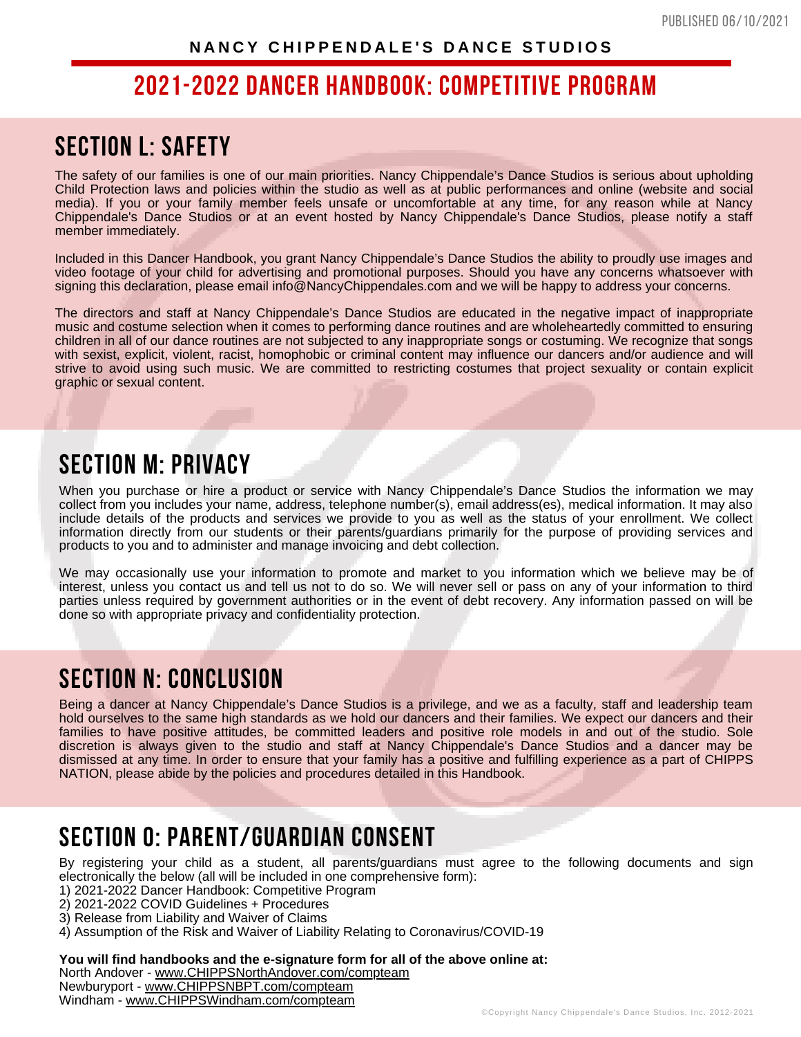NANCY CHIPPENDALE'S DANCE STUDIOS

# 2021-2022 DANCER HANDBOOK: COMPETITIVE PROGRAM

## SECTION L: SAFETY

The safety of our families is one of our main priorities. Nancy Chippendale's Dance Studios is serious about upholding Child Protection laws and policies within the studio as well as at public performances and online (website and social media). If you or your family member feels unsafe or uncomfortable at any time, for any reason while at Nancy Chippendale's Dance Studios or at an event hosted by Nancy Chippendale's Dance Studios, please notify a staff member immediately.

Included in this Dancer Handbook, you grant Nancy Chippendale's Dance Studios the ability to proudly use images and video footage of your child for advertising and promotional purposes. Should you have any concerns whatsoever with signing this declaration, please email info@NancyChippendales.com and we will be happy to address your concerns.

The directors and staff at Nancy Chippendale's Dance Studios are educated in the negative impact of inappropriate music and costume selection when it comes to performing dance routines and are wholeheartedly committed to ensuring children in all of our dance routines are not subjected to any inappropriate songs or costuming. We recognize that songs with sexist, explicit, violent, racist, homophobic or criminal content may influence our dancers and/or audience and will strive to avoid using such music. We are committed to restricting costumes that project sexuality or contain explicit graphic or sexual content.

## SECTION M: PRIVACY

When you purchase or hire a product or service with Nancy Chippendale's Dance Studios the information we may collect from you includes your name, address, telephone number(s), email address(es), medical information. It may also include details of the products and services we provide to you as well as the status of your enrollment. We collect information directly from our students or their parents/guardians primarily for the purpose of providing services and products to you and to administer and manage invoicing and debt collection.

We may occasionally use your information to promote and market to you information which we believe may be of interest, unless you contact us and tell us not to do so. We will never sell or pass on any of your information to third parties unless required by government authorities or in the event of debt recovery. Any information passed on will be done so with appropriate privacy and confidentiality protection.

## SECTION N: CONCLUSION

Being a dancer at Nancy Chippendale's Dance Studios is a privilege, and we as a faculty, staff and leadership team hold ourselves to the same high standards as we hold our dancers and their families. We expect our dancers and their families to have positive attitudes, be committed leaders and positive role models in and out of the studio. Sole discretion is always given to the studio and staff at Nancy Chippendale's Dance Studios and a dancer may be dismissed at any time. In order to ensure that your family has a positive and fulfilling experience as a part of CHIPPS NATION, please abide by the policies and procedures detailed in this Handbook.

## SECTION O: PARENT/GUARDIAN CONSENT

By registering your child as a student, all parents/guardians must agree to the following documents and sign electronically the below (all will be included in one comprehensive form):

1) 2021-2022 Dancer Handbook: Competitive Program
2) 2021-2022 COVID Guidelines + Procedures
3) Release from Liability and Waiver of Claims
4) Assumption of the Risk and Waiver of Liability Relating to Coronavirus/COVID-19

**You will find handbooks and the e-signature form for all of the above online at:**
North Andover - www.CHIPPSNorthAndover.com/compteam
Newburyport - www.CHIPPSNBPT.com/compteam
Windham - www.CHIPPSWindham.com/compteam